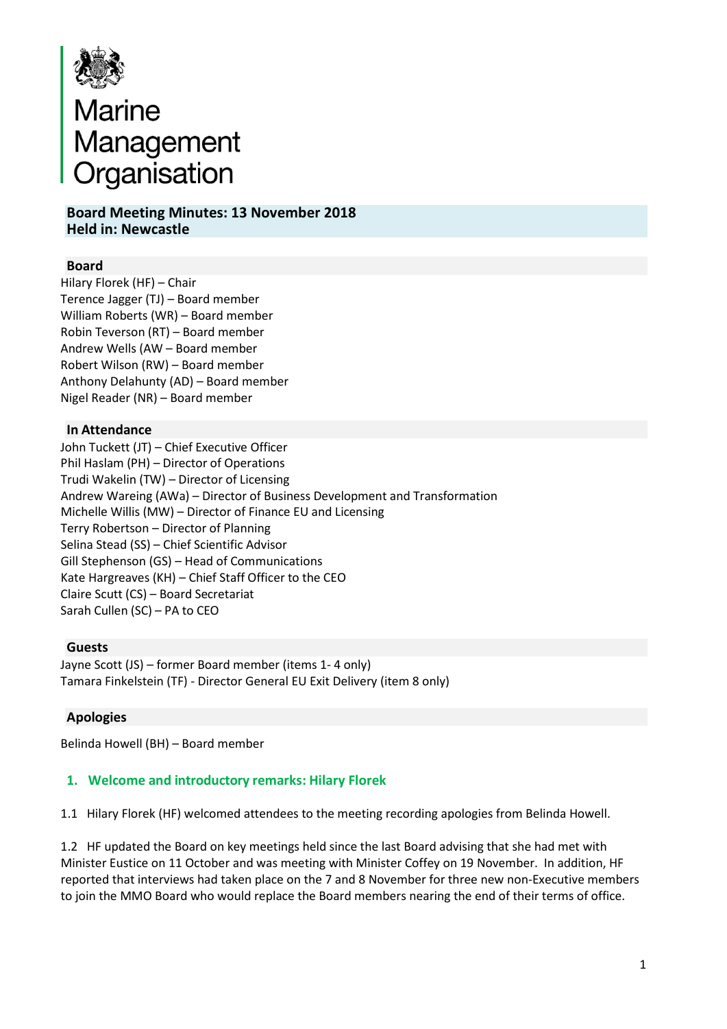# Marine Management Organisation

## Board Meeting Minutes: 13 November 2018
## Held in: Newcastle

### Board

Hilary Florek (HF) – Chair
Terence Jagger (TJ) – Board member
William Roberts (WR) – Board member
Robin Teverson (RT) – Board member
Andrew Wells (AW – Board member
Robert Wilson (RW) – Board member
Anthony Delahunty (AD) – Board member
Nigel Reader (NR) – Board member

### In Attendance

John Tuckett (JT) – Chief Executive Officer
Phil Haslam (PH) – Director of Operations
Trudi Wakelin (TW) – Director of Licensing
Andrew Wareing (AWa) – Director of Business Development and Transformation
Michelle Willis (MW) – Director of Finance EU and Licensing
Terry Robertson – Director of Planning
Selina Stead (SS) – Chief Scientific Advisor
Gill Stephenson (GS) – Head of Communications
Kate Hargreaves (KH) – Chief Staff Officer to the CEO
Claire Scutt (CS) – Board Secretariat
Sarah Cullen (SC) – PA to CEO

### Guests

Jayne Scott (JS) – former Board member (items 1- 4 only)
Tamara Finkelstein (TF) - Director General EU Exit Delivery (item 8 only)

### Apologies

Belinda Howell (BH) – Board member

## 1. Welcome and introductory remarks: Hilary Florek

1.1 Hilary Florek (HF) welcomed attendees to the meeting recording apologies from Belinda Howell.

1.2 HF updated the Board on key meetings held since the last Board advising that she had met with Minister Eustice on 11 October and was meeting with Minister Coffey on 19 November. In addition, HF reported that interviews had taken place on the 7 and 8 November for three new non-Executive members to join the MMO Board who would replace the Board members nearing the end of their terms of office.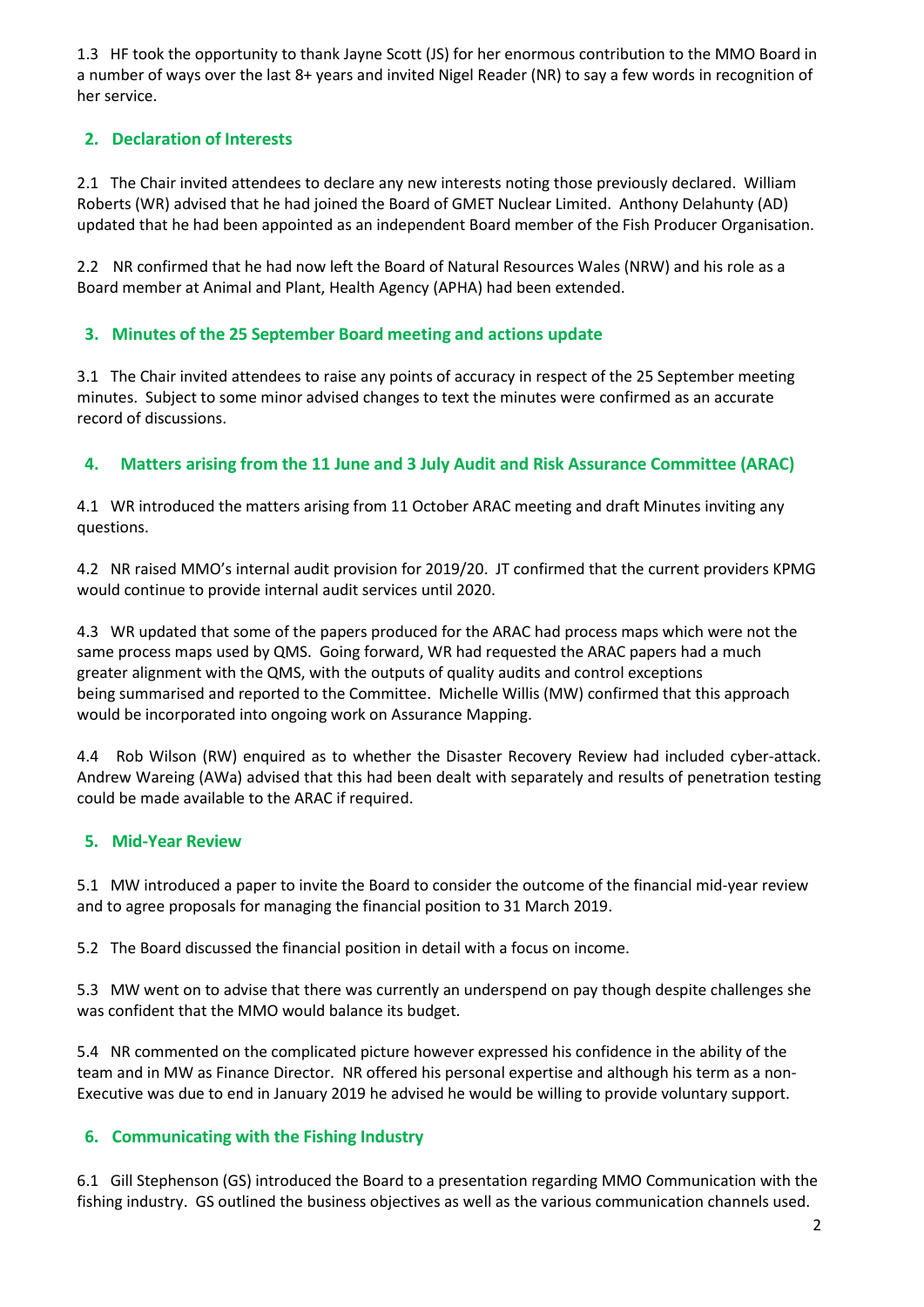1.3 HF took the opportunity to thank Jayne Scott (JS) for her enormous contribution to the MMO Board in a number of ways over the last 8+ years and invited Nigel Reader (NR) to say a few words in recognition of her service.

## 2. Declaration of Interests

2.1 The Chair invited attendees to declare any new interests noting those previously declared. William Roberts (WR) advised that he had joined the Board of GMET Nuclear Limited. Anthony Delahunty (AD) updated that he had been appointed as an independent Board member of the Fish Producer Organisation.

2.2 NR confirmed that he had now left the Board of Natural Resources Wales (NRW) and his role as a Board member at Animal and Plant, Health Agency (APHA) had been extended.

## 3. Minutes of the 25 September Board meeting and actions update

3.1 The Chair invited attendees to raise any points of accuracy in respect of the 25 September meeting minutes. Subject to some minor advised changes to text the minutes were confirmed as an accurate record of discussions.

## 4. Matters arising from the 11 June and 3 July Audit and Risk Assurance Committee (ARAC)

4.1 WR introduced the matters arising from 11 October ARAC meeting and draft Minutes inviting any questions.

4.2 NR raised MMO's internal audit provision for 2019/20. JT confirmed that the current providers KPMG would continue to provide internal audit services until 2020.

4.3 WR updated that some of the papers produced for the ARAC had process maps which were not the same process maps used by QMS. Going forward, WR had requested the ARAC papers had a much greater alignment with the QMS, with the outputs of quality audits and control exceptions being summarised and reported to the Committee. Michelle Willis (MW) confirmed that this approach would be incorporated into ongoing work on Assurance Mapping.

4.4 Rob Wilson (RW) enquired as to whether the Disaster Recovery Review had included cyber-attack. Andrew Wareing (AWa) advised that this had been dealt with separately and results of penetration testing could be made available to the ARAC if required.

## 5. Mid-Year Review

5.1 MW introduced a paper to invite the Board to consider the outcome of the financial mid-year review and to agree proposals for managing the financial position to 31 March 2019.

5.2 The Board discussed the financial position in detail with a focus on income.

5.3 MW went on to advise that there was currently an underspend on pay though despite challenges she was confident that the MMO would balance its budget.

5.4 NR commented on the complicated picture however expressed his confidence in the ability of the team and in MW as Finance Director. NR offered his personal expertise and although his term as a non-Executive was due to end in January 2019 he advised he would be willing to provide voluntary support.

## 6. Communicating with the Fishing Industry

6.1 Gill Stephenson (GS) introduced the Board to a presentation regarding MMO Communication with the fishing industry. GS outlined the business objectives as well as the various communication channels used.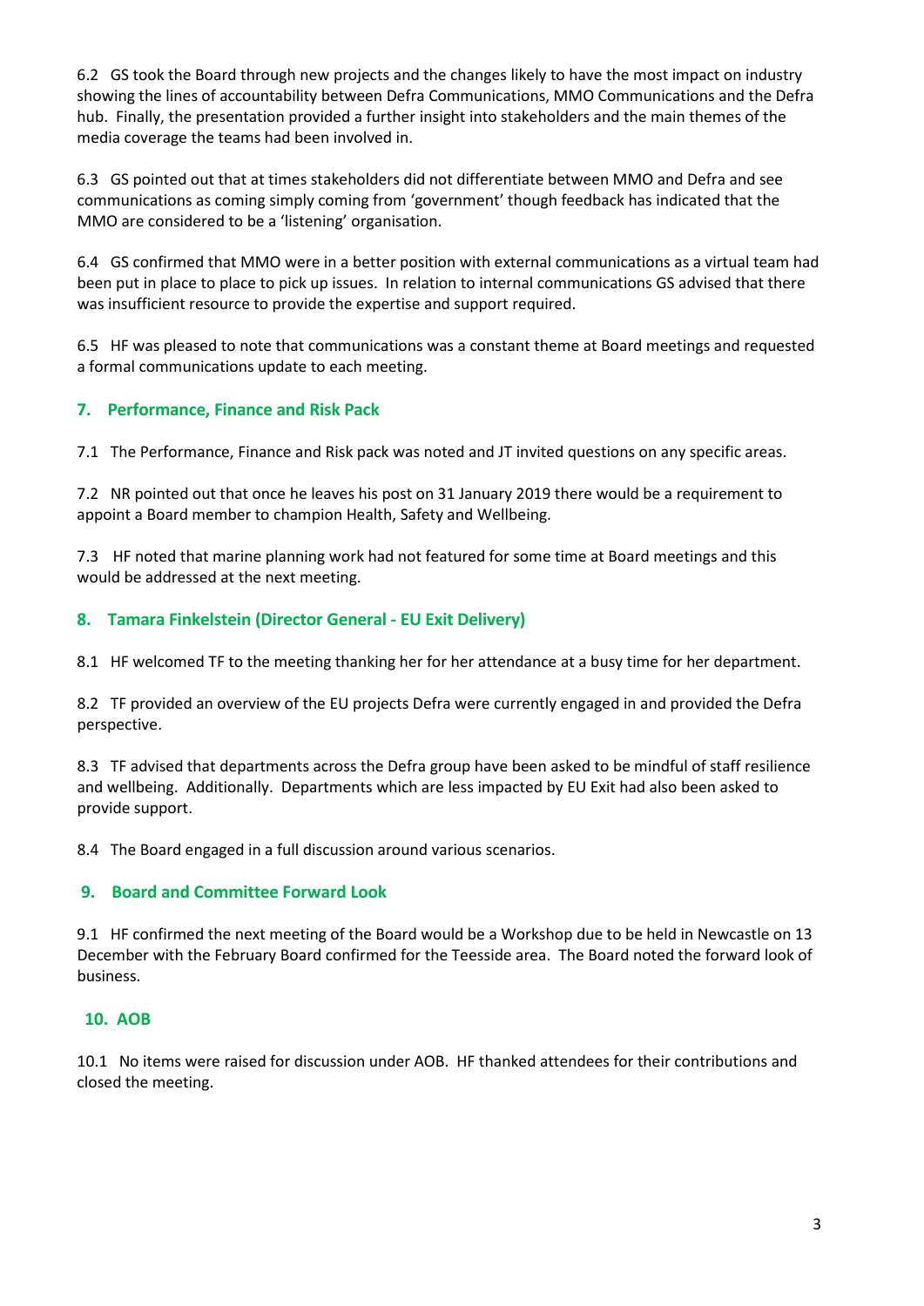6.2 GS took the Board through new projects and the changes likely to have the most impact on industry showing the lines of accountability between Defra Communications, MMO Communications and the Defra hub. Finally, the presentation provided a further insight into stakeholders and the main themes of the media coverage the teams had been involved in.

6.3 GS pointed out that at times stakeholders did not differentiate between MMO and Defra and see communications as coming simply coming from 'government' though feedback has indicated that the MMO are considered to be a 'listening' organisation.

6.4 GS confirmed that MMO were in a better position with external communications as a virtual team had been put in place to place to pick up issues. In relation to internal communications GS advised that there was insufficient resource to provide the expertise and support required.

6.5 HF was pleased to note that communications was a constant theme at Board meetings and requested a formal communications update to each meeting.

## 7. Performance, Finance and Risk Pack

7.1 The Performance, Finance and Risk pack was noted and JT invited questions on any specific areas.

7.2 NR pointed out that once he leaves his post on 31 January 2019 there would be a requirement to appoint a Board member to champion Health, Safety and Wellbeing.

7.3 HF noted that marine planning work had not featured for some time at Board meetings and this would be addressed at the next meeting.

## 8. Tamara Finkelstein (Director General - EU Exit Delivery)

8.1 HF welcomed TF to the meeting thanking her for her attendance at a busy time for her department.

8.2 TF provided an overview of the EU projects Defra were currently engaged in and provided the Defra perspective.

8.3 TF advised that departments across the Defra group have been asked to be mindful of staff resilience and wellbeing. Additionally. Departments which are less impacted by EU Exit had also been asked to provide support.

8.4 The Board engaged in a full discussion around various scenarios.

## 9. Board and Committee Forward Look

9.1 HF confirmed the next meeting of the Board would be a Workshop due to be held in Newcastle on 13 December with the February Board confirmed for the Teesside area. The Board noted the forward look of business.

## 10. AOB

10.1 No items were raised for discussion under AOB. HF thanked attendees for their contributions and closed the meeting.